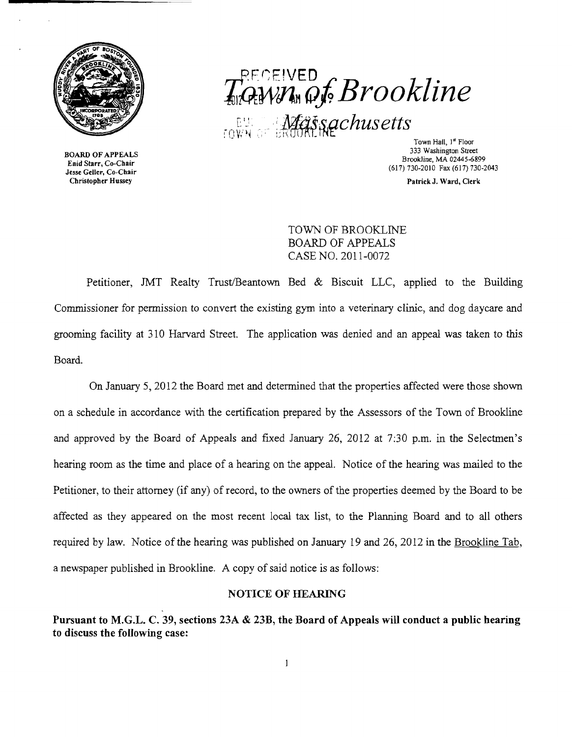# Town of Brookline

## Massachusetts

BOARD OF APPEALS
Enid Starr, Co-Chair
Jesse Geller, Co-Chair
Christopher Hussey

Town Hall, 1st Floor
333 Washington Street
Brookline, MA 02445-6899
(617) 730-2010 Fax (617) 730-2043

Patrick J. Ward, Clerk

TOWN OF BROOKLINE
BOARD OF APPEALS
CASE NO. 2011-0072

Petitioner, JMT Realty Trust/Beantown Bed & Biscuit LLC, applied to the Building Commissioner for permission to convert the existing gym into a veterinary clinic, and dog daycare and grooming facility at 310 Harvard Street. The application was denied and an appeal was taken to this Board.

On January 5, 2012 the Board met and determined that the properties affected were those shown on a schedule in accordance with the certification prepared by the Assessors of the Town of Brookline and approved by the Board of Appeals and fixed January 26, 2012 at 7:30 p.m. in the Selectmen's hearing room as the time and place of a hearing on the appeal. Notice of the hearing was mailed to the Petitioner, to their attorney (if any) of record, to the owners of the properties deemed by the Board to be affected as they appeared on the most recent local tax list, to the Planning Board and to all others required by law. Notice of the hearing was published on January 19 and 26, 2012 in the Brookline Tab, a newspaper published in Brookline. A copy of said notice is as follows:

**NOTICE OF HEARING**

**Pursuant to M.G.L. C. 39, sections 23A & 23B, the Board of Appeals will conduct a public hearing to discuss the following case:**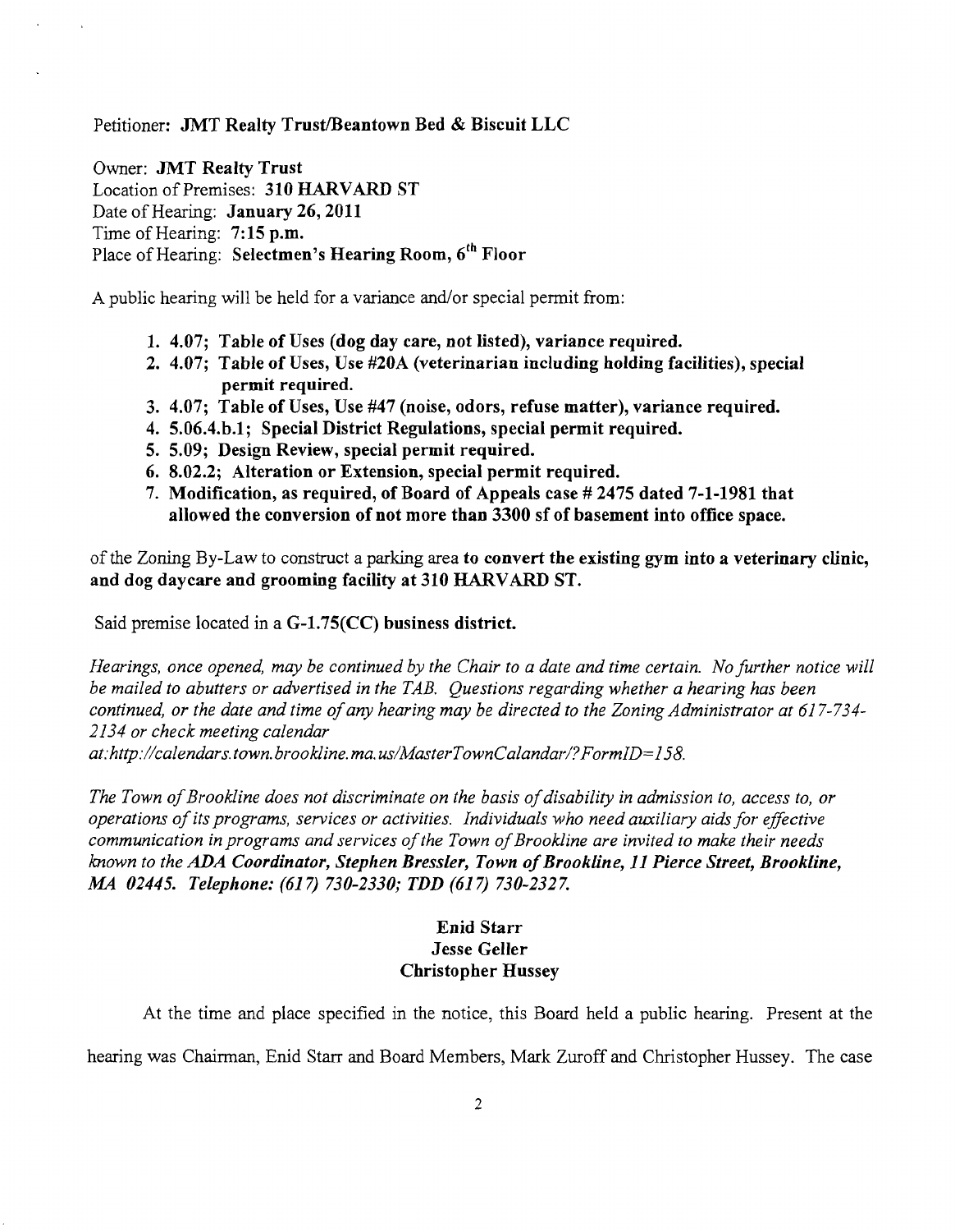Petitioner: **JMT Realty Trust/Beantown Bed & Biscuit LLC**

Owner: **JMT Realty Trust**
Location of Premises: **310 HARVARD ST**
Date of Hearing: **January 26, 2011**
Time of Hearing: **7:15 p.m.**
Place of Hearing: **Selectmen's Hearing Room, 6th Floor**

A public hearing will be held for a variance and/or special permit from:

1. **4.07; Table of Uses (dog day care, not listed), variance required.**
2. **4.07; Table of Uses, Use #20A (veterinarian including holding facilities), special permit required.**
3. **4.07; Table of Uses, Use #47 (noise, odors, refuse matter), variance required.**
4. **5.06.4.b.1; Special District Regulations, special permit required.**
5. **5.09; Design Review, special permit required.**
6. **8.02.2; Alteration or Extension, special permit required.**
7. **Modification, as required, of Board of Appeals case # 2475 dated 7-1-1981 that allowed the conversion of not more than 3300 sf of basement into office space.**

of the Zoning By-Law to construct a parking area **to convert the existing gym into a veterinary clinic, and dog daycare and grooming facility at 310 HARVARD ST.**

Said premise located in a **G-1.75(CC) business district.**

*Hearings, once opened, may be continued by the Chair to a date and time certain. No further notice will be mailed to abutters or advertised in the TAB. Questions regarding whether a hearing has been continued, or the date and time of any hearing may be directed to the Zoning Administrator at 617-734-2134 or check meeting calendar at:http://calendars.town.brookline.ma.us/MasterTownCalandar/?FormID=158.*

*The Town of Brookline does not discriminate on the basis of disability in admission to, access to, or operations of its programs, services or activities. Individuals who need auxiliary aids for effective communication in programs and services of the Town of Brookline are invited to make their needs known to the* ***ADA Coordinator, Stephen Bressler, Town of Brookline, 11 Pierce Street, Brookline, MA 02445. Telephone: (617) 730-2330; TDD (617) 730-2327.***

**Enid Starr**
**Jesse Geller**
**Christopher Hussey**

At the time and place specified in the notice, this Board held a public hearing. Present at the hearing was Chairman, Enid Starr and Board Members, Mark Zuroff and Christopher Hussey. The case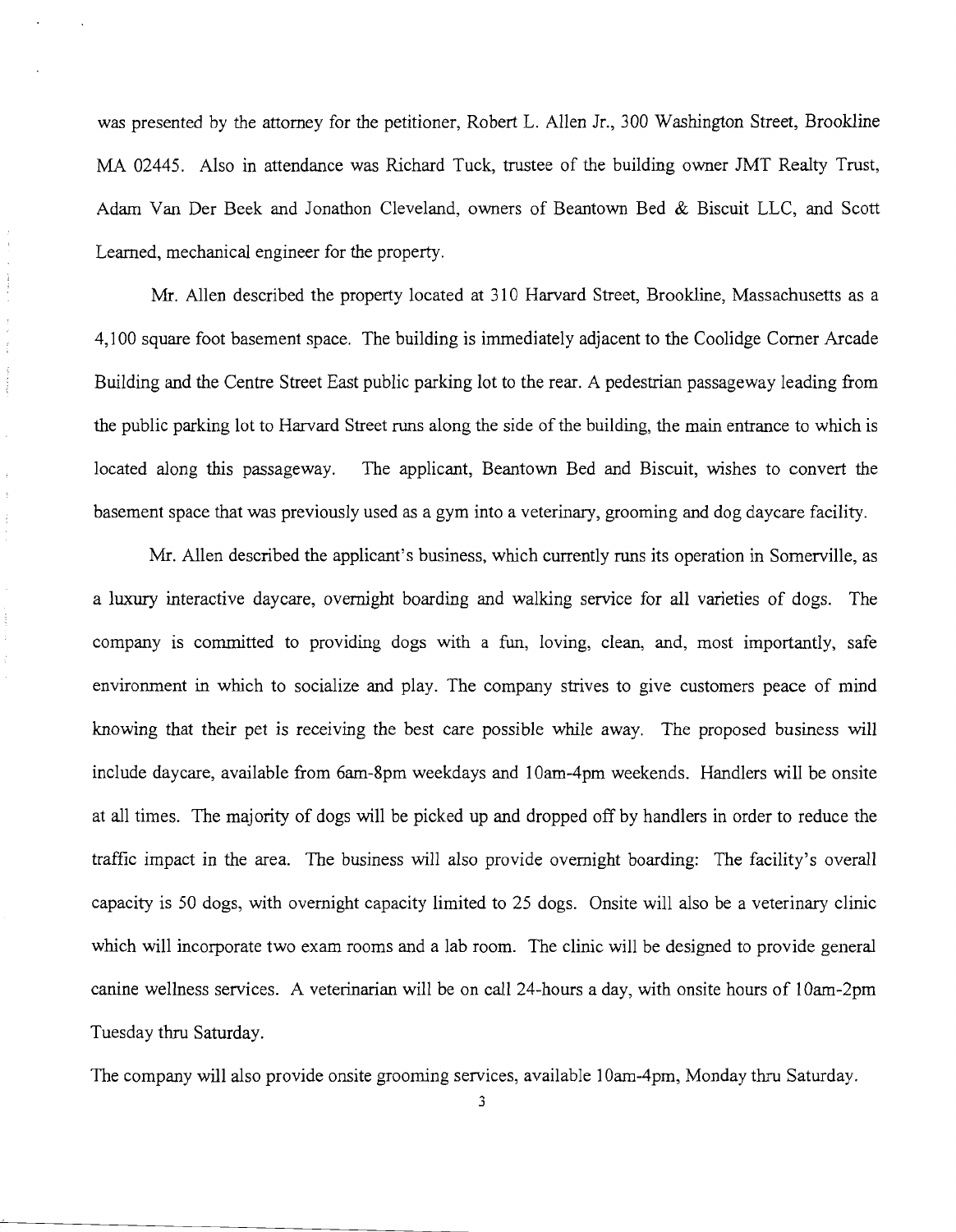was presented by the attorney for the petitioner, Robert L. Allen Jr., 300 Washington Street, Brookline MA 02445. Also in attendance was Richard Tuck, trustee of the building owner JMT Realty Trust, Adam Van Der Beek and Jonathon Cleveland, owners of Beantown Bed & Biscuit LLC, and Scott Learned, mechanical engineer for the property.

Mr. Allen described the property located at 310 Harvard Street, Brookline, Massachusetts as a 4,100 square foot basement space. The building is immediately adjacent to the Coolidge Corner Arcade Building and the Centre Street East public parking lot to the rear. A pedestrian passageway leading from the public parking lot to Harvard Street runs along the side of the building, the main entrance to which is located along this passageway. The applicant, Beantown Bed and Biscuit, wishes to convert the basement space that was previously used as a gym into a veterinary, grooming and dog daycare facility.

Mr. Allen described the applicant's business, which currently runs its operation in Somerville, as a luxury interactive daycare, overnight boarding and walking service for all varieties of dogs. The company is committed to providing dogs with a fun, loving, clean, and, most importantly, safe environment in which to socialize and play. The company strives to give customers peace of mind knowing that their pet is receiving the best care possible while away. The proposed business will include daycare, available from 6am-8pm weekdays and 10am-4pm weekends. Handlers will be onsite at all times. The majority of dogs will be picked up and dropped off by handlers in order to reduce the traffic impact in the area. The business will also provide overnight boarding: The facility's overall capacity is 50 dogs, with overnight capacity limited to 25 dogs. Onsite will also be a veterinary clinic which will incorporate two exam rooms and a lab room. The clinic will be designed to provide general canine wellness services. A veterinarian will be on call 24-hours a day, with onsite hours of 10am-2pm Tuesday thru Saturday.

The company will also provide onsite grooming services, available 10am-4pm, Monday thru Saturday.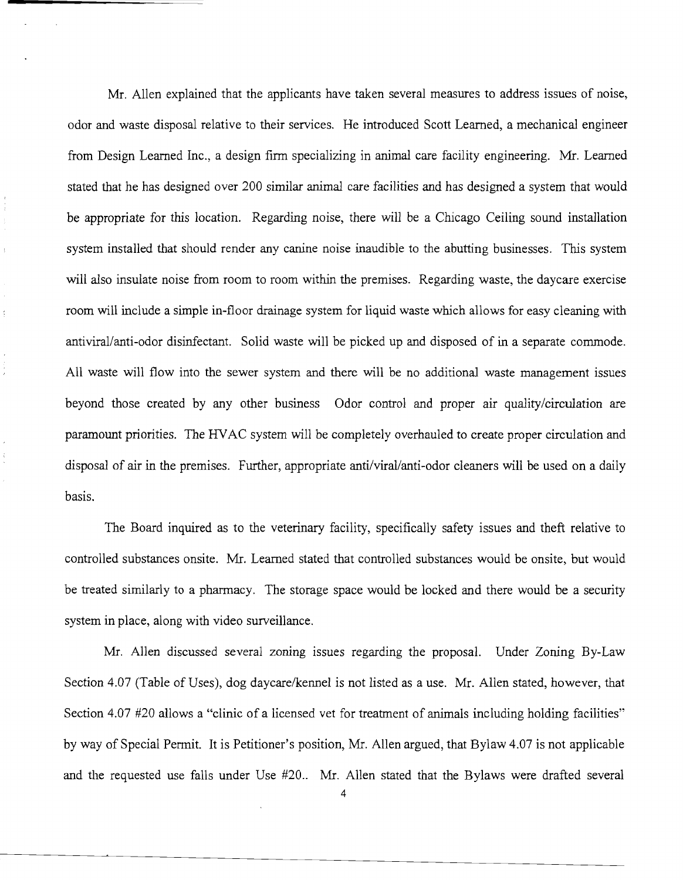Mr. Allen explained that the applicants have taken several measures to address issues of noise, odor and waste disposal relative to their services. He introduced Scott Learned, a mechanical engineer from Design Learned Inc., a design firm specializing in animal care facility engineering. Mr. Learned stated that he has designed over 200 similar animal care facilities and has designed a system that would be appropriate for this location. Regarding noise, there will be a Chicago Ceiling sound installation system installed that should render any canine noise inaudible to the abutting businesses. This system will also insulate noise from room to room within the premises. Regarding waste, the daycare exercise room will include a simple in-floor drainage system for liquid waste which allows for easy cleaning with antiviral/anti-odor disinfectant. Solid waste will be picked up and disposed of in a separate commode. All waste will flow into the sewer system and there will be no additional waste management issues beyond those created by any other business Odor control and proper air quality/circulation are paramount priorities. The HVAC system will be completely overhauled to create proper circulation and disposal of air in the premises. Further, appropriate anti/viral/anti-odor cleaners will be used on a daily basis.

The Board inquired as to the veterinary facility, specifically safety issues and theft relative to controlled substances onsite. Mr. Learned stated that controlled substances would be onsite, but would be treated similarly to a pharmacy. The storage space would be locked and there would be a security system in place, along with video surveillance.

Mr. Allen discussed several zoning issues regarding the proposal. Under Zoning By-Law Section 4.07 (Table of Uses), dog daycare/kennel is not listed as a use. Mr. Allen stated, however, that Section 4.07 #20 allows a "clinic of a licensed vet for treatment of animals including holding facilities" by way of Special Permit. It is Petitioner's position, Mr. Allen argued, that Bylaw 4.07 is not applicable and the requested use falls under Use #20.. Mr. Allen stated that the Bylaws were drafted several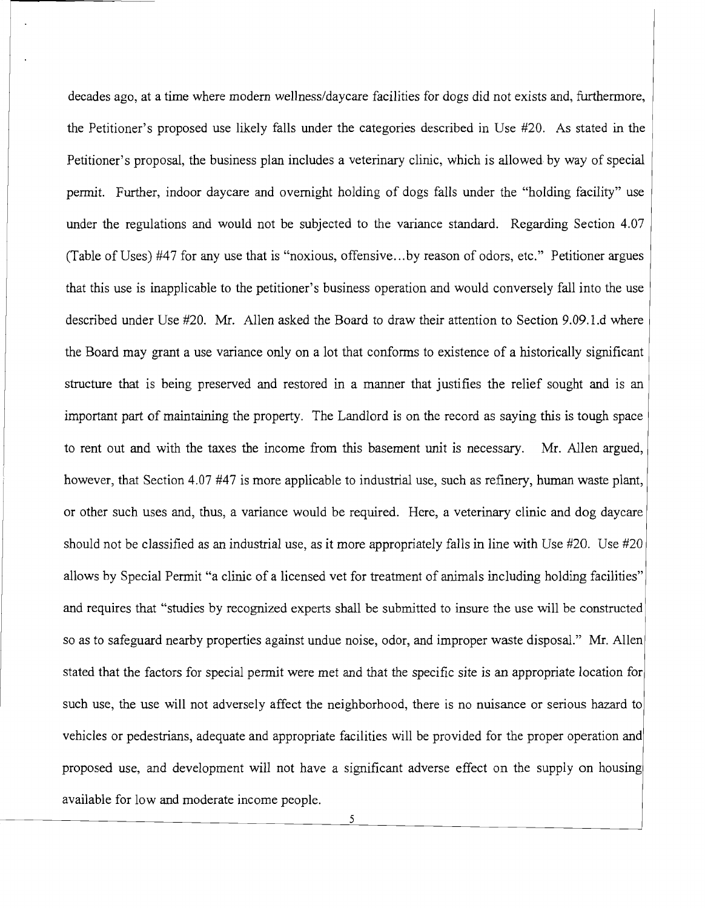decades ago, at a time where modern wellness/daycare facilities for dogs did not exists and, furthermore, the Petitioner's proposed use likely falls under the categories described in Use #20. As stated in the Petitioner's proposal, the business plan includes a veterinary clinic, which is allowed by way of special permit. Further, indoor daycare and overnight holding of dogs falls under the "holding facility" use under the regulations and would not be subjected to the variance standard. Regarding Section 4.07 (Table of Uses) #47 for any use that is "noxious, offensive...by reason of odors, etc." Petitioner argues that this use is inapplicable to the petitioner's business operation and would conversely fall into the use described under Use #20. Mr. Allen asked the Board to draw their attention to Section 9.09.1.d where the Board may grant a use variance only on a lot that conforms to existence of a historically significant structure that is being preserved and restored in a manner that justifies the relief sought and is an important part of maintaining the property. The Landlord is on the record as saying this is tough space to rent out and with the taxes the income from this basement unit is necessary. Mr. Allen argued, however, that Section 4.07 #47 is more applicable to industrial use, such as refinery, human waste plant, or other such uses and, thus, a variance would be required. Here, a veterinary clinic and dog daycare should not be classified as an industrial use, as it more appropriately falls in line with Use #20. Use #20 allows by Special Permit "a clinic of a licensed vet for treatment of animals including holding facilities" and requires that "studies by recognized experts shall be submitted to insure the use will be constructed so as to safeguard nearby properties against undue noise, odor, and improper waste disposal." Mr. Allen stated that the factors for special permit were met and that the specific site is an appropriate location for such use, the use will not adversely affect the neighborhood, there is no nuisance or serious hazard to vehicles or pedestrians, adequate and appropriate facilities will be provided for the proper operation and proposed use, and development will not have a significant adverse effect on the supply on housing available for low and moderate income people.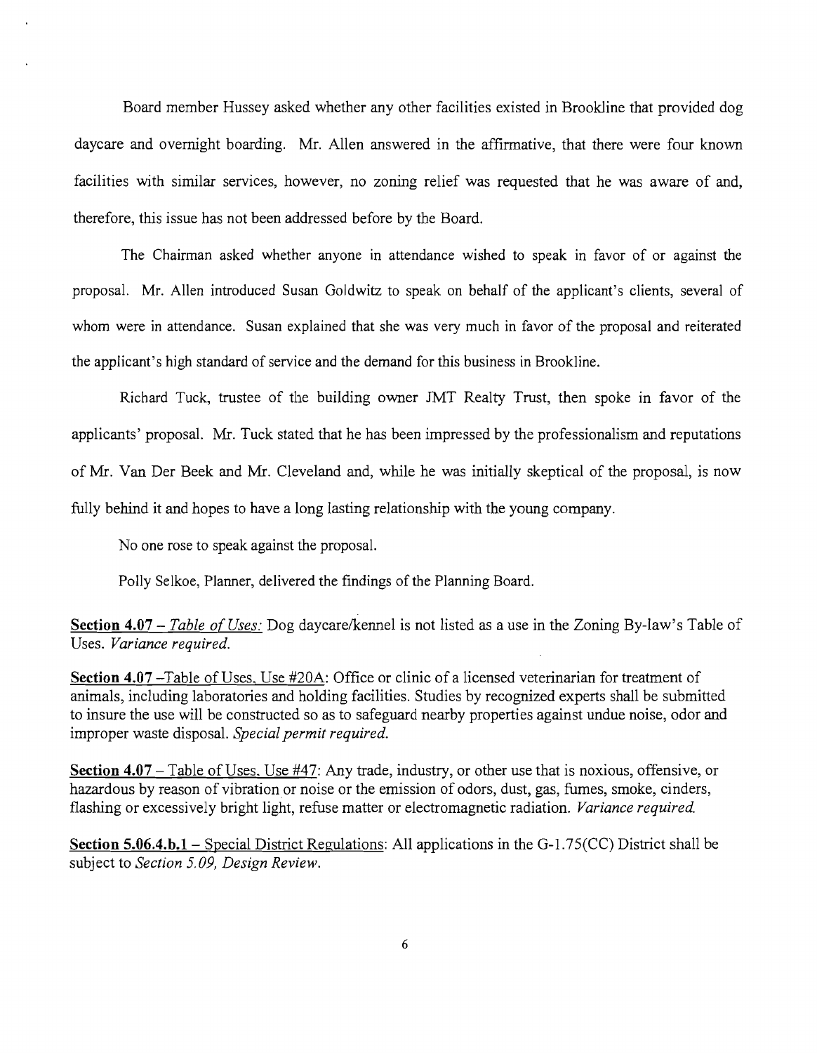Board member Hussey asked whether any other facilities existed in Brookline that provided dog daycare and overnight boarding. Mr. Allen answered in the affirmative, that there were four known facilities with similar services, however, no zoning relief was requested that he was aware of and, therefore, this issue has not been addressed before by the Board.

The Chairman asked whether anyone in attendance wished to speak in favor of or against the proposal. Mr. Allen introduced Susan Goldwitz to speak on behalf of the applicant's clients, several of whom were in attendance. Susan explained that she was very much in favor of the proposal and reiterated the applicant's high standard of service and the demand for this business in Brookline.

Richard Tuck, trustee of the building owner JMT Realty Trust, then spoke in favor of the applicants' proposal. Mr. Tuck stated that he has been impressed by the professionalism and reputations of Mr. Van Der Beek and Mr. Cleveland and, while he was initially skeptical of the proposal, is now fully behind it and hopes to have a long lasting relationship with the young company.

No one rose to speak against the proposal.

Polly Selkoe, Planner, delivered the findings of the Planning Board.

**Section 4.07** – *Table of Uses:* Dog daycare/kennel is not listed as a use in the Zoning By-law's Table of Uses. *Variance required.*

**Section 4.07** –Table of Uses, Use #20A: Office or clinic of a licensed veterinarian for treatment of animals, including laboratories and holding facilities. Studies by recognized experts shall be submitted to insure the use will be constructed so as to safeguard nearby properties against undue noise, odor and improper waste disposal. *Special permit required.*

**Section 4.07** – Table of Uses, Use #47: Any trade, industry, or other use that is noxious, offensive, or hazardous by reason of vibration or noise or the emission of odors, dust, gas, fumes, smoke, cinders, flashing or excessively bright light, refuse matter or electromagnetic radiation. *Variance required.*

**Section 5.06.4.b.1** – Special District Regulations: All applications in the G-1.75(CC) District shall be subject to *Section 5.09, Design Review.*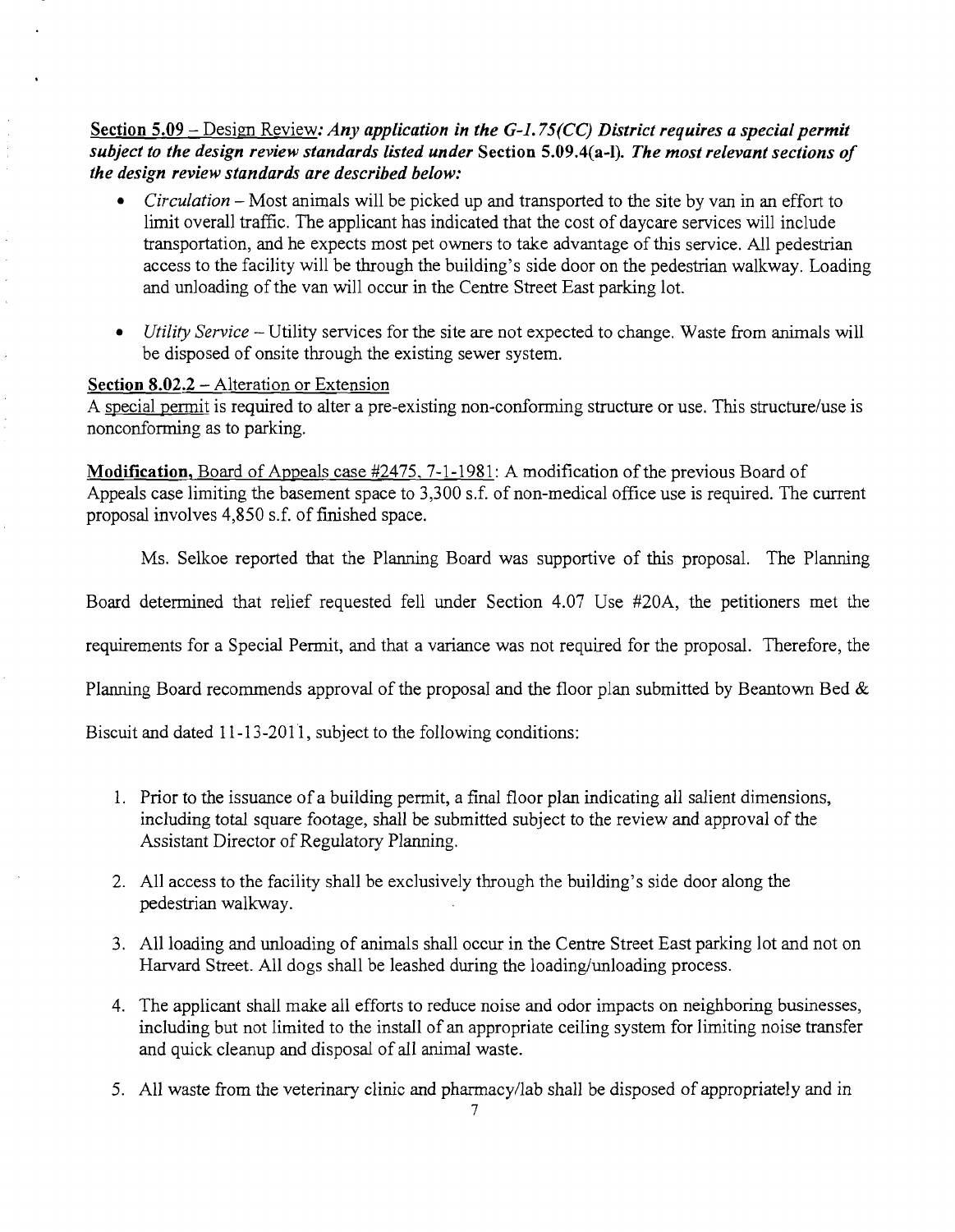**Section 5.09** – Design Review: ***Any application in the G-1.75(CC) District requires a special permit subject to the design review standards listed under* Section 5.09.4(a-l). *The most relevant sections of the design review standards are described below:***

- *Circulation* – Most animals will be picked up and transported to the site by van in an effort to limit overall traffic. The applicant has indicated that the cost of daycare services will include transportation, and he expects most pet owners to take advantage of this service. All pedestrian access to the facility will be through the building's side door on the pedestrian walkway. Loading and unloading of the van will occur in the Centre Street East parking lot.

- *Utility Service* – Utility services for the site are not expected to change. Waste from animals will be disposed of onsite through the existing sewer system.

**Section 8.02.2** – Alteration or Extension

A special permit is required to alter a pre-existing non-conforming structure or use. This structure/use is nonconforming as to parking.

**Modification**, Board of Appeals case #2475, 7-1-1981: A modification of the previous Board of Appeals case limiting the basement space to 3,300 s.f. of non-medical office use is required. The current proposal involves 4,850 s.f. of finished space.

Ms. Selkoe reported that the Planning Board was supportive of this proposal. The Planning Board determined that relief requested fell under Section 4.07 Use #20A, the petitioners met the requirements for a Special Permit, and that a variance was not required for the proposal. Therefore, the Planning Board recommends approval of the proposal and the floor plan submitted by Beantown Bed & Biscuit and dated 11-13-2011, subject to the following conditions:

1. Prior to the issuance of a building permit, a final floor plan indicating all salient dimensions, including total square footage, shall be submitted subject to the review and approval of the Assistant Director of Regulatory Planning.

2. All access to the facility shall be exclusively through the building's side door along the pedestrian walkway.

3. All loading and unloading of animals shall occur in the Centre Street East parking lot and not on Harvard Street. All dogs shall be leashed during the loading/unloading process.

4. The applicant shall make all efforts to reduce noise and odor impacts on neighboring businesses, including but not limited to the install of an appropriate ceiling system for limiting noise transfer and quick cleanup and disposal of all animal waste.

5. All waste from the veterinary clinic and pharmacy/lab shall be disposed of appropriately and in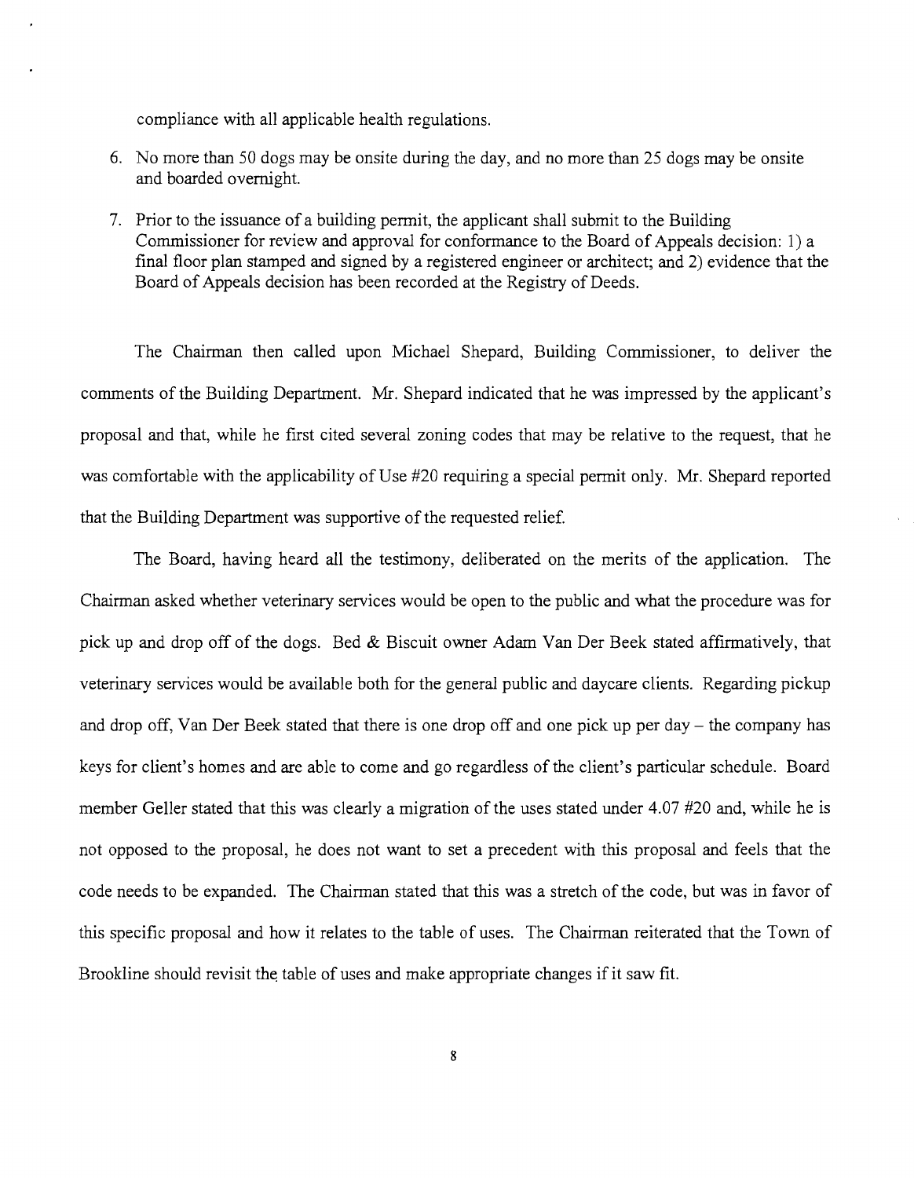compliance with all applicable health regulations.

6. No more than 50 dogs may be onsite during the day, and no more than 25 dogs may be onsite and boarded overnight.
7. Prior to the issuance of a building permit, the applicant shall submit to the Building Commissioner for review and approval for conformance to the Board of Appeals decision: 1) a final floor plan stamped and signed by a registered engineer or architect; and 2) evidence that the Board of Appeals decision has been recorded at the Registry of Deeds.

The Chairman then called upon Michael Shepard, Building Commissioner, to deliver the comments of the Building Department. Mr. Shepard indicated that he was impressed by the applicant's proposal and that, while he first cited several zoning codes that may be relative to the request, that he was comfortable with the applicability of Use #20 requiring a special permit only. Mr. Shepard reported that the Building Department was supportive of the requested relief.

The Board, having heard all the testimony, deliberated on the merits of the application. The Chairman asked whether veterinary services would be open to the public and what the procedure was for pick up and drop off of the dogs. Bed & Biscuit owner Adam Van Der Beek stated affirmatively, that veterinary services would be available both for the general public and daycare clients. Regarding pickup and drop off, Van Der Beek stated that there is one drop off and one pick up per day – the company has keys for client's homes and are able to come and go regardless of the client's particular schedule. Board member Geller stated that this was clearly a migration of the uses stated under 4.07 #20 and, while he is not opposed to the proposal, he does not want to set a precedent with this proposal and feels that the code needs to be expanded. The Chairman stated that this was a stretch of the code, but was in favor of this specific proposal and how it relates to the table of uses. The Chairman reiterated that the Town of Brookline should revisit the table of uses and make appropriate changes if it saw fit.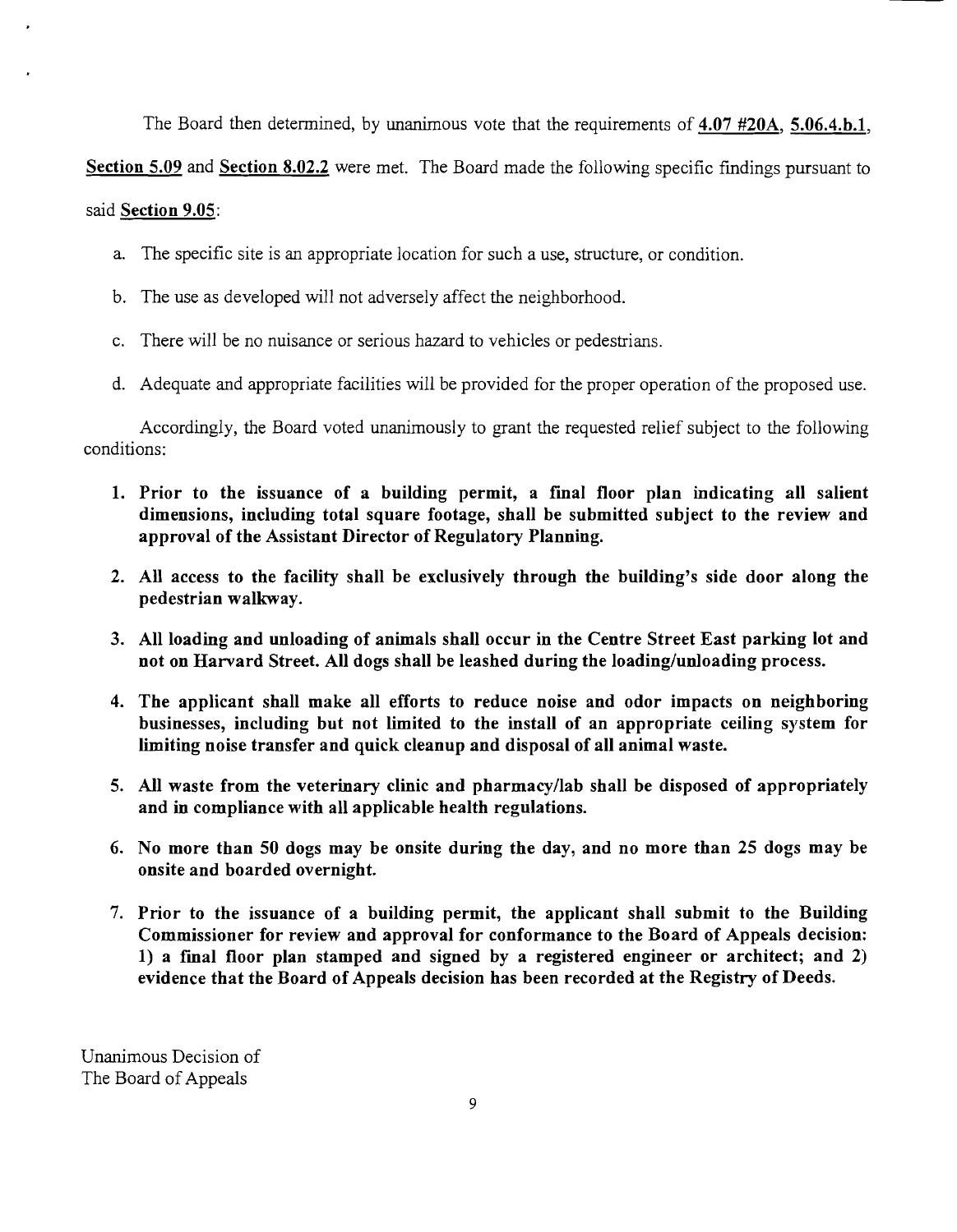The Board then determined, by unanimous vote that the requirements of **4.07 #20A**, **5.06.4.b.1**, **Section 5.09** and **Section 8.02.2** were met. The Board made the following specific findings pursuant to said **Section 9.05**:

a. The specific site is an appropriate location for such a use, structure, or condition.

b. The use as developed will not adversely affect the neighborhood.

c. There will be no nuisance or serious hazard to vehicles or pedestrians.

d. Adequate and appropriate facilities will be provided for the proper operation of the proposed use.

Accordingly, the Board voted unanimously to grant the requested relief subject to the following conditions:

1. **Prior to the issuance of a building permit, a final floor plan indicating all salient dimensions, including total square footage, shall be submitted subject to the review and approval of the Assistant Director of Regulatory Planning.**

2. **All access to the facility shall be exclusively through the building's side door along the pedestrian walkway.**

3. **All loading and unloading of animals shall occur in the Centre Street East parking lot and not on Harvard Street. All dogs shall be leashed during the loading/unloading process.**

4. **The applicant shall make all efforts to reduce noise and odor impacts on neighboring businesses, including but not limited to the install of an appropriate ceiling system for limiting noise transfer and quick cleanup and disposal of all animal waste.**

5. **All waste from the veterinary clinic and pharmacy/lab shall be disposed of appropriately and in compliance with all applicable health regulations.**

6. **No more than 50 dogs may be onsite during the day, and no more than 25 dogs may be onsite and boarded overnight.**

7. **Prior to the issuance of a building permit, the applicant shall submit to the Building Commissioner for review and approval for conformance to the Board of Appeals decision: 1) a final floor plan stamped and signed by a registered engineer or architect; and 2) evidence that the Board of Appeals decision has been recorded at the Registry of Deeds.**

Unanimous Decision of
The Board of Appeals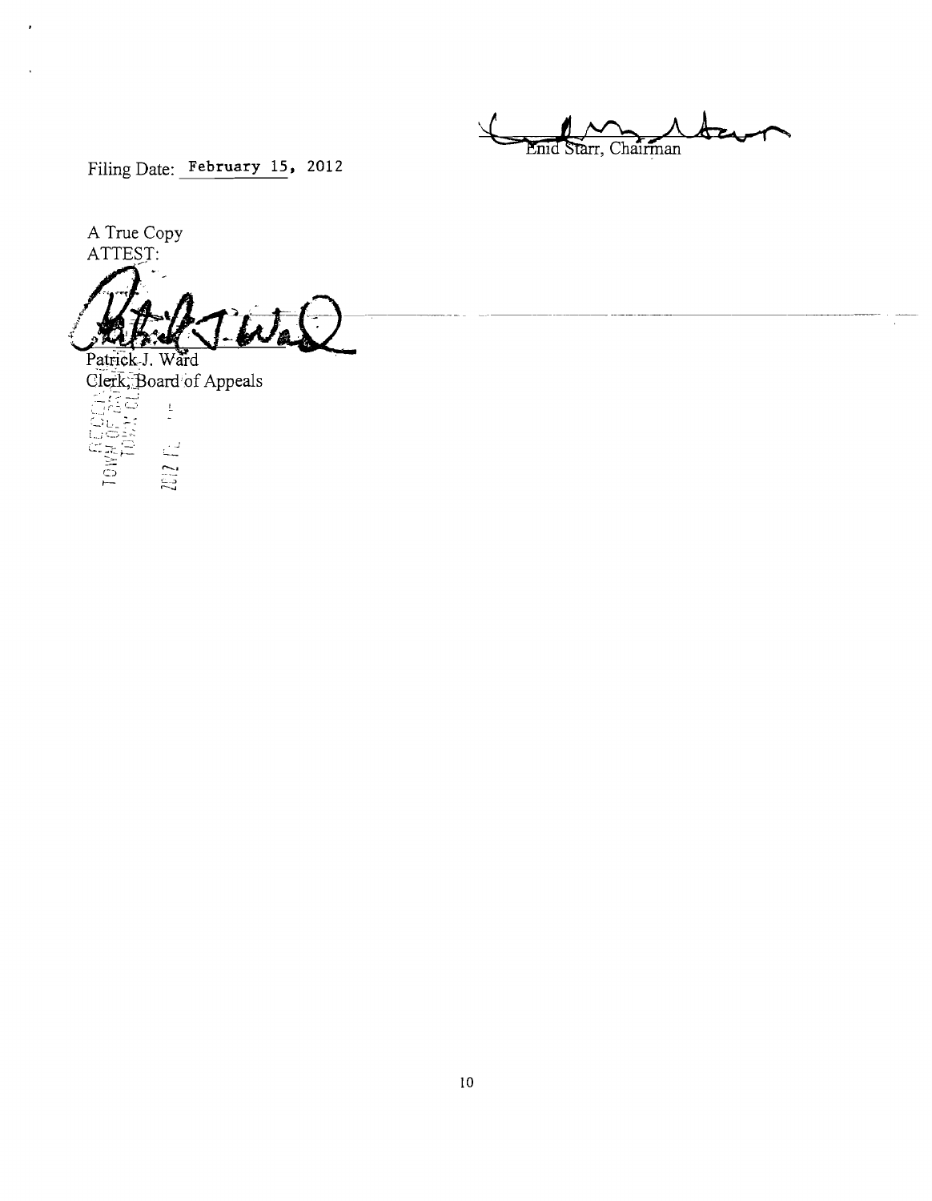Enid Starr, Chairman

Filing Date: February 15, 2012

A True Copy
ATTEST:

Patrick J. Ward
Clerk, Board of Appeals